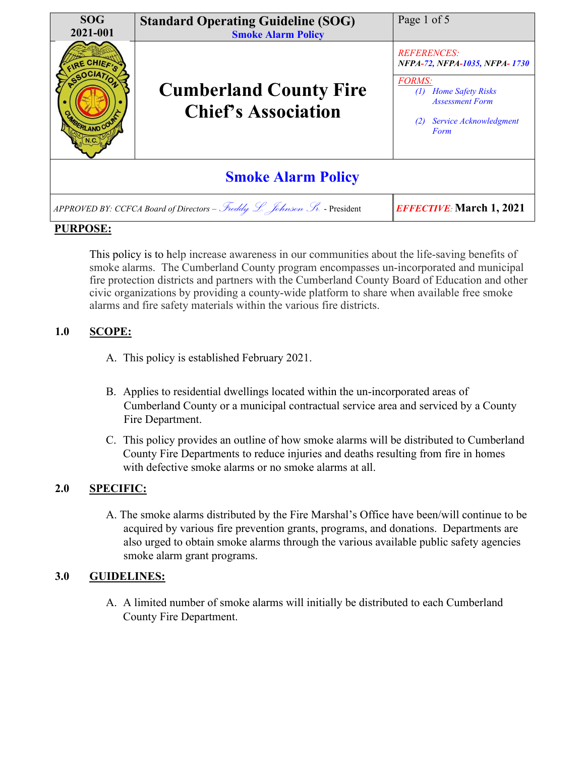| SOG 2021-001 | Standard Operating Guideline (SOG) Smoke Alarm Policy | Page 1 of 5 |
|---|---|---|
| | **Cumberland County Fire Chief's Association** | *REFERENCES:* ***NFPA-72, NFPA-1035, NFPA- 1730*** *FORMS:* *(1) Home Safety Risks Assessment Form* *(2) Service Acknowledgment Form* |

# Smoke Alarm Policy

| *APPROVED BY: CCFCA Board of Directors – Freddy L. Johnson Sr. - President* | ***EFFECTIVE*: March 1, 2021** |
|---|---|

**PURPOSE:**

This policy is to help increase awareness in our communities about the life-saving benefits of smoke alarms. The Cumberland County program encompasses un-incorporated and municipal fire protection districts and partners with the Cumberland County Board of Education and other civic organizations by providing a county-wide platform to share when available free smoke alarms and fire safety materials within the various fire districts.

## 1.0 SCOPE:

A. This policy is established February 2021.

B. Applies to residential dwellings located within the un-incorporated areas of Cumberland County or a municipal contractual service area and serviced by a County Fire Department.

C. This policy provides an outline of how smoke alarms will be distributed to Cumberland County Fire Departments to reduce injuries and deaths resulting from fire in homes with defective smoke alarms or no smoke alarms at all.

## 2.0 SPECIFIC:

A. The smoke alarms distributed by the Fire Marshal's Office have been/will continue to be acquired by various fire prevention grants, programs, and donations. Departments are also urged to obtain smoke alarms through the various available public safety agencies smoke alarm grant programs.

## 3.0 GUIDELINES:

A. A limited number of smoke alarms will initially be distributed to each Cumberland County Fire Department.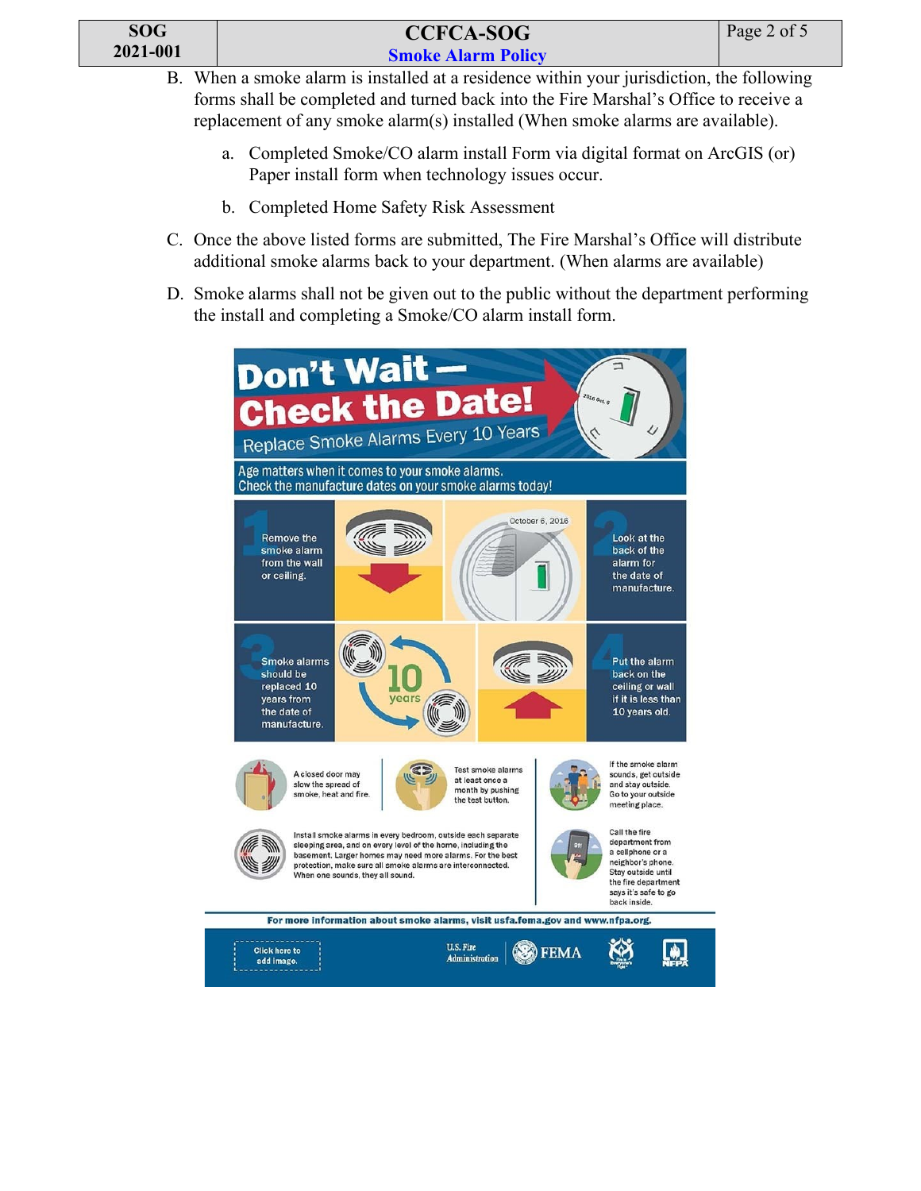B. When a smoke alarm is installed at a residence within your jurisdiction, the following forms shall be completed and turned back into the Fire Marshal's Office to receive a replacement of any smoke alarm(s) installed (When smoke alarms are available).

   a. Completed Smoke/CO alarm install Form via digital format on ArcGIS (or) Paper install form when technology issues occur.

   b. Completed Home Safety Risk Assessment

C. Once the above listed forms are submitted, The Fire Marshal's Office will distribute additional smoke alarms back to your department. (When alarms are available)

D. Smoke alarms shall not be given out to the public without the department performing the install and completing a Smoke/CO alarm install form.

# Don't Wait — Check the Date!

## Replace Smoke Alarms Every 10 Years

Age matters when it comes to your smoke alarms.
Check the manufacture dates on your smoke alarms today!

1. Remove the smoke alarm from the wall or ceiling.
2. Look at the back of the alarm for the date of manufacture.
3. Smoke alarms should be replaced 10 years from the date of manufacture.
4. Put the alarm back on the ceiling or wall if it is less than 10 years old.

A closed door may slow the spread of smoke, heat and fire.

Test smoke alarms at least once a month by pushing the test button.

If the smoke alarm sounds, get outside and stay outside. Go to your outside meeting place.

Install smoke alarms in every bedroom, outside each separate sleeping area, and on every level of the home, including the basement. Larger homes may need more alarms. For the best protection, make sure all smoke alarms are interconnected. When one sounds, they all sound.

Call the fire department from a cellphone or a neighbor's phone. Stay outside until the fire department says it's safe to go back inside.

For more information about smoke alarms, visit usfa.fema.gov and www.nfpa.org.

Click here to add image.

U.S. Fire Administration | FEMA | NFPA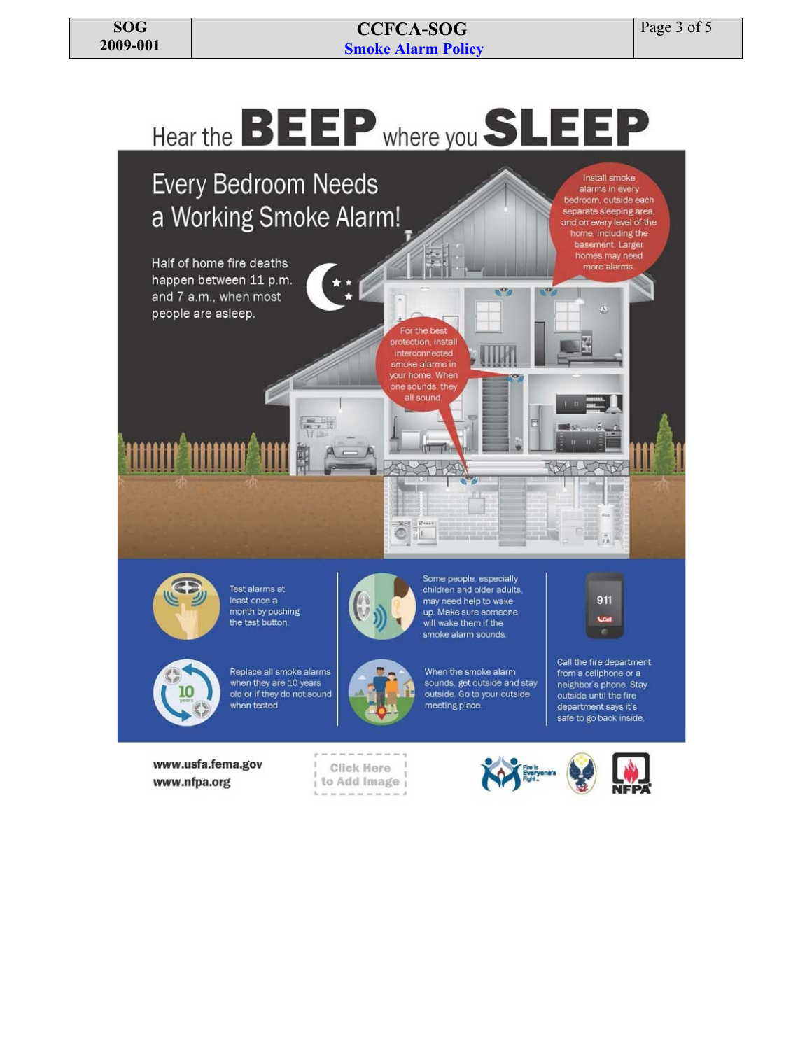# Hear the BEEP where you SLEEP

## Every Bedroom Needs a Working Smoke Alarm!

Half of home fire deaths happen between 11 p.m. and 7 a.m., when most people are asleep.

Install smoke alarms in every bedroom, outside each separate sleeping area, and on every level of the home, including the basement. Larger homes may need more alarms.

For the best protection, install interconnected smoke alarms in your home. When one sounds, they all sound.

Test alarms at least once a month by pushing the test button.

Replace all smoke alarms when they are 10 years old or if they do not sound when tested.

Some people, especially children and older adults, may need help to wake up. Make sure someone will wake them if the smoke alarm sounds.

When the smoke alarm sounds, get outside and stay outside. Go to your outside meeting place.

Call the fire department from a cellphone or a neighbor's phone. Stay outside until the fire department says it's safe to go back inside.

www.usfa.fema.gov
www.nfpa.org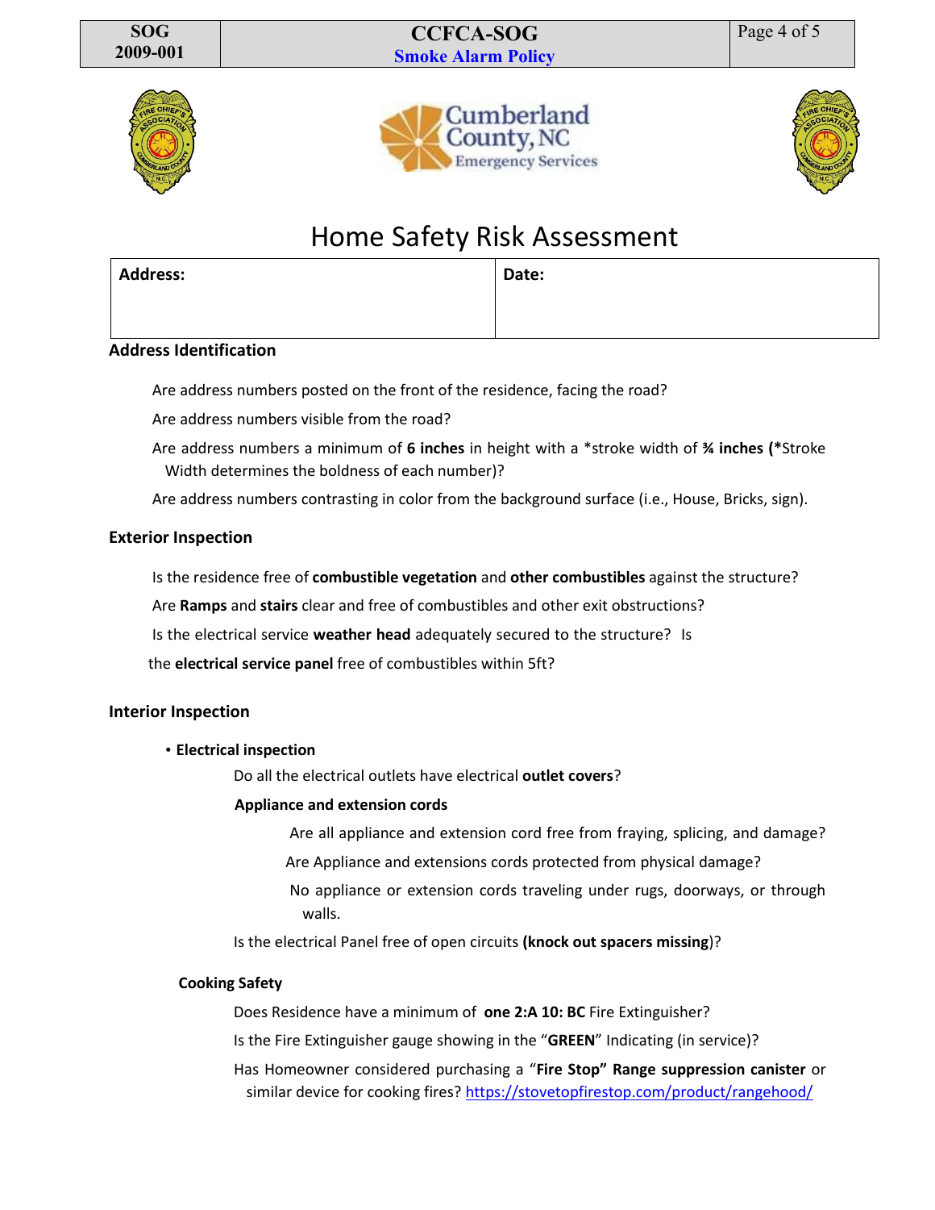# Home Safety Risk Assessment

| Address: | Date: |
|---|---|
| | |

## Address Identification

Are address numbers posted on the front of the residence, facing the road?

Are address numbers visible from the road?

Are address numbers a minimum of **6 inches** in height with a *stroke width of **¾ inches (***Stroke Width determines the boldness of each number)?

Are address numbers contrasting in color from the background surface (i.e., House, Bricks, sign).

## Exterior Inspection

Is the residence free of **combustible vegetation** and **other combustibles** against the structure?

Are **Ramps** and **stairs** clear and free of combustibles and other exit obstructions?

Is the electrical service **weather head** adequately secured to the structure? Is the **electrical service panel** free of combustibles within 5ft?

## Interior Inspection

- **Electrical inspection**

  Do all the electrical outlets have electrical **outlet covers**?

  **Appliance and extension cords**

  Are all appliance and extension cord free from fraying, splicing, and damage?

  Are Appliance and extensions cords protected from physical damage?

  No appliance or extension cords traveling under rugs, doorways, or through walls.

  Is the electrical Panel free of open circuits **(knock out spacers missing**)?

**Cooking Safety**

Does Residence have a minimum of **one 2:A 10: BC** Fire Extinguisher?

Is the Fire Extinguisher gauge showing in the "**GREEN**" Indicating (in service)?

Has Homeowner considered purchasing a "**Fire Stop" Range suppression canister** or similar device for cooking fires? https://stovetopfirestop.com/product/rangehood/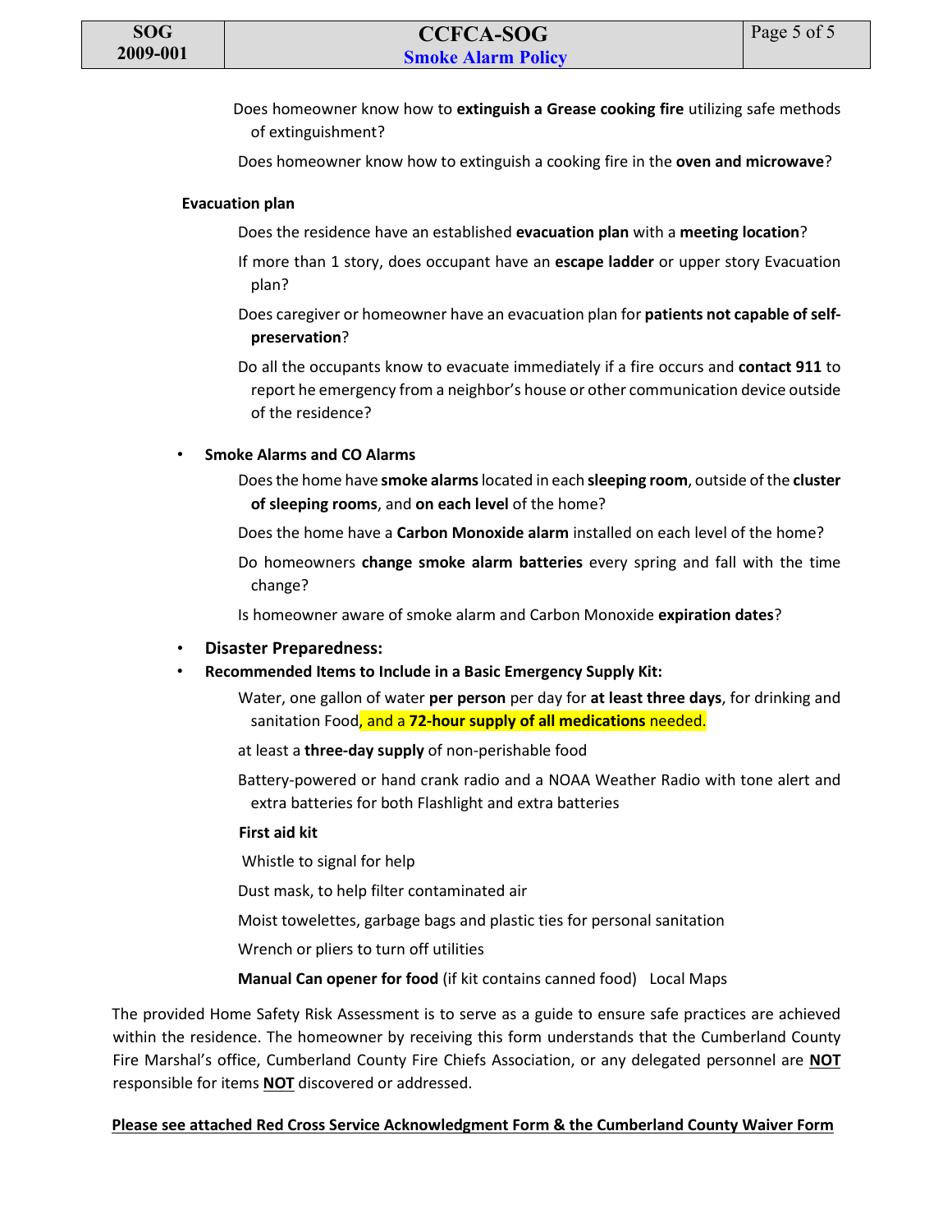Does homeowner know how to **extinguish a Grease cooking fire** utilizing safe methods of extinguishment?

Does homeowner know how to extinguish a cooking fire in the **oven and microwave**?

**Evacuation plan**

Does the residence have an established **evacuation plan** with a **meeting location**?

If more than 1 story, does occupant have an **escape ladder** or upper story Evacuation plan?

Does caregiver or homeowner have an evacuation plan for **patients not capable of self-preservation**?

Do all the occupants know to evacuate immediately if a fire occurs and **contact 911** to report he emergency from a neighbor's house or other communication device outside of the residence?

- **Smoke Alarms and CO Alarms**

Does the home have **smoke alarms** located in each **sleeping room**, outside of the **cluster of sleeping rooms**, and **on each level** of the home?

Does the home have a **Carbon Monoxide alarm** installed on each level of the home?

Do homeowners **change smoke alarm batteries** every spring and fall with the time change?

Is homeowner aware of smoke alarm and Carbon Monoxide **expiration dates**?

- **Disaster Preparedness:**
- **Recommended Items to Include in a Basic Emergency Supply Kit:**

Water, one gallon of water **per person** per day for **at least three days**, for drinking and sanitation Food, and a **72-hour supply of all medications** needed.

at least a **three-day supply** of non-perishable food

Battery-powered or hand crank radio and a NOAA Weather Radio with tone alert and extra batteries for both Flashlight and extra batteries

**First aid kit**

Whistle to signal for help

Dust mask, to help filter contaminated air

Moist towelettes, garbage bags and plastic ties for personal sanitation

Wrench or pliers to turn off utilities

**Manual Can opener for food** (if kit contains canned food) Local Maps

The provided Home Safety Risk Assessment is to serve as a guide to ensure safe practices are achieved within the residence. The homeowner by receiving this form understands that the Cumberland County Fire Marshal's office, Cumberland County Fire Chiefs Association, or any delegated personnel are **NOT** responsible for items **NOT** discovered or addressed.

**Please see attached Red Cross Service Acknowledgment Form & the Cumberland County Waiver Form**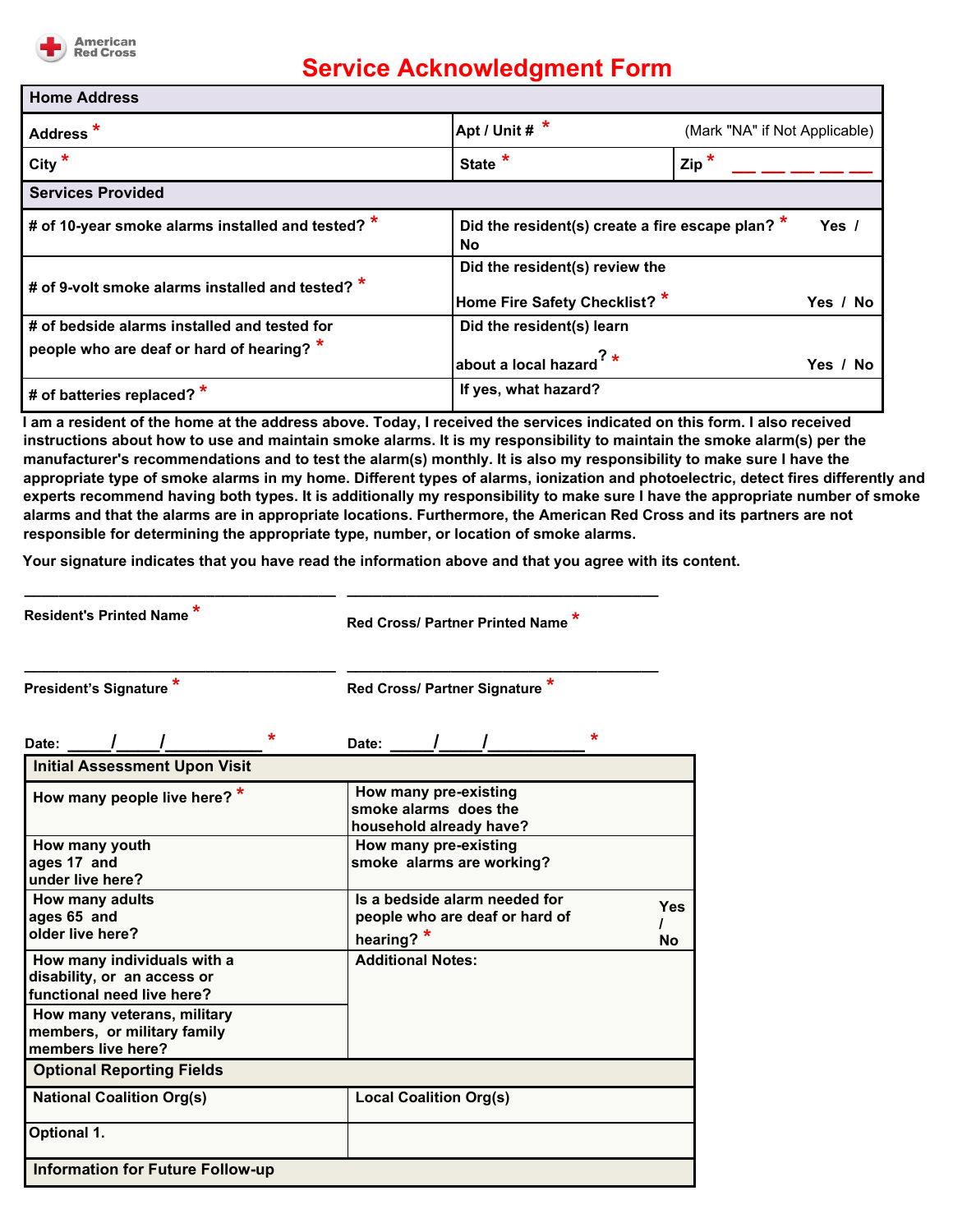American Red Cross

# Service Acknowledgment Form

| Home Address | | |
|---|---|---|
| Address * | Apt / Unit # * (Mark "NA" if Not Applicable) | |
| City * | State * | Zip * __ __ __ __ __ |

| Services Provided | |
|---|---|
| # of 10-year smoke alarms installed and tested? * | Did the resident(s) create a fire escape plan? * Yes / No |
| # of 9-volt smoke alarms installed and tested? * | Did the resident(s) review the Home Fire Safety Checklist? * Yes / No |
| # of bedside alarms installed and tested for people who are deaf or hard of hearing? * | Did the resident(s) learn about a local hazard? * Yes / No |
| # of batteries replaced? * | If yes, what hazard? |

**I am a resident of the home at the address above. Today, I received the services indicated on this form. I also received instructions about how to use and maintain smoke alarms. It is my responsibility to maintain the smoke alarm(s) per the manufacturer's recommendations and to test the alarm(s) monthly. It is also my responsibility to make sure I have the appropriate type of smoke alarms in my home. Different types of alarms, ionization and photoelectric, detect fires differently and experts recommend having both types. It is additionally my responsibility to make sure I have the appropriate number of smoke alarms and that the alarms are in appropriate locations. Furthermore, the American Red Cross and its partners are not responsible for determining the appropriate type, number, or location of smoke alarms.**

**Your signature indicates that you have read the information above and that you agree with its content.**

| | |
|---|---|
| ______________________________ | ______________________________ |
| Resident's Printed Name * | Red Cross/ Partner Printed Name * |
| ______________________________ | ______________________________ |
| President's Signature * | Red Cross/ Partner Signature * |
| Date: _____/_____/__________ * | Date: _____/_____/__________ * |

| Initial Assessment Upon Visit | |
|---|---|
| How many people live here? * | How many pre-existing smoke alarms does the household already have? |
| How many youth ages 17 and under live here? | How many pre-existing smoke alarms are working? |
| How many adults ages 65 and older live here? | Is a bedside alarm needed for people who are deaf or hard of hearing? * Yes / No |
| How many individuals with a disability, or an access or functional need live here? | Additional Notes: |
| How many veterans, military members, or military family members live here? | |
| **Optional Reporting Fields** | |
| National Coalition Org(s) | Local Coalition Org(s) |
| Optional 1. | |
| **Information for Future Follow-up** | |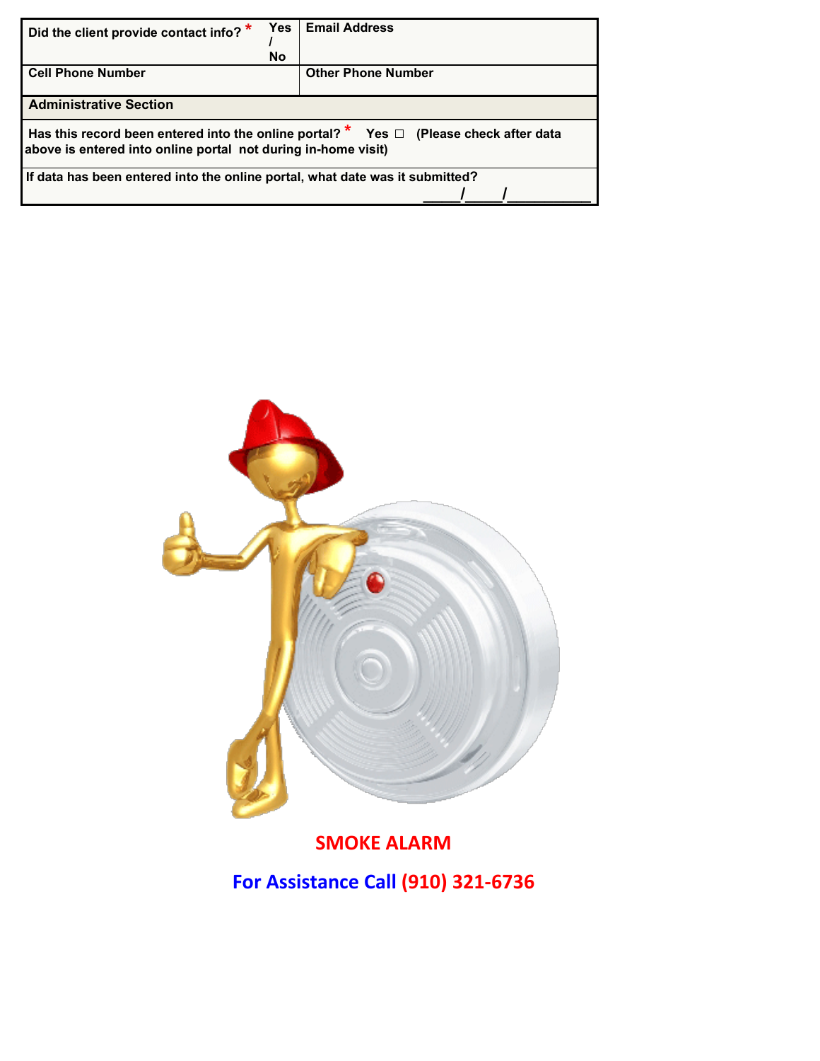| Did the client provide contact info? * | Yes / No | Email Address |
|---|---|---|
| Cell Phone Number | | Other Phone Number |

| Administrative Section |
|---|
| Has this record been entered into the online portal? * Yes ☐ (Please check after data above is entered into online portal not during in-home visit) |
| If data has been entered into the online portal, what date was it submitted? ____/____/__________ |

**SMOKE ALARM**

**For Assistance Call (910) 321-6736**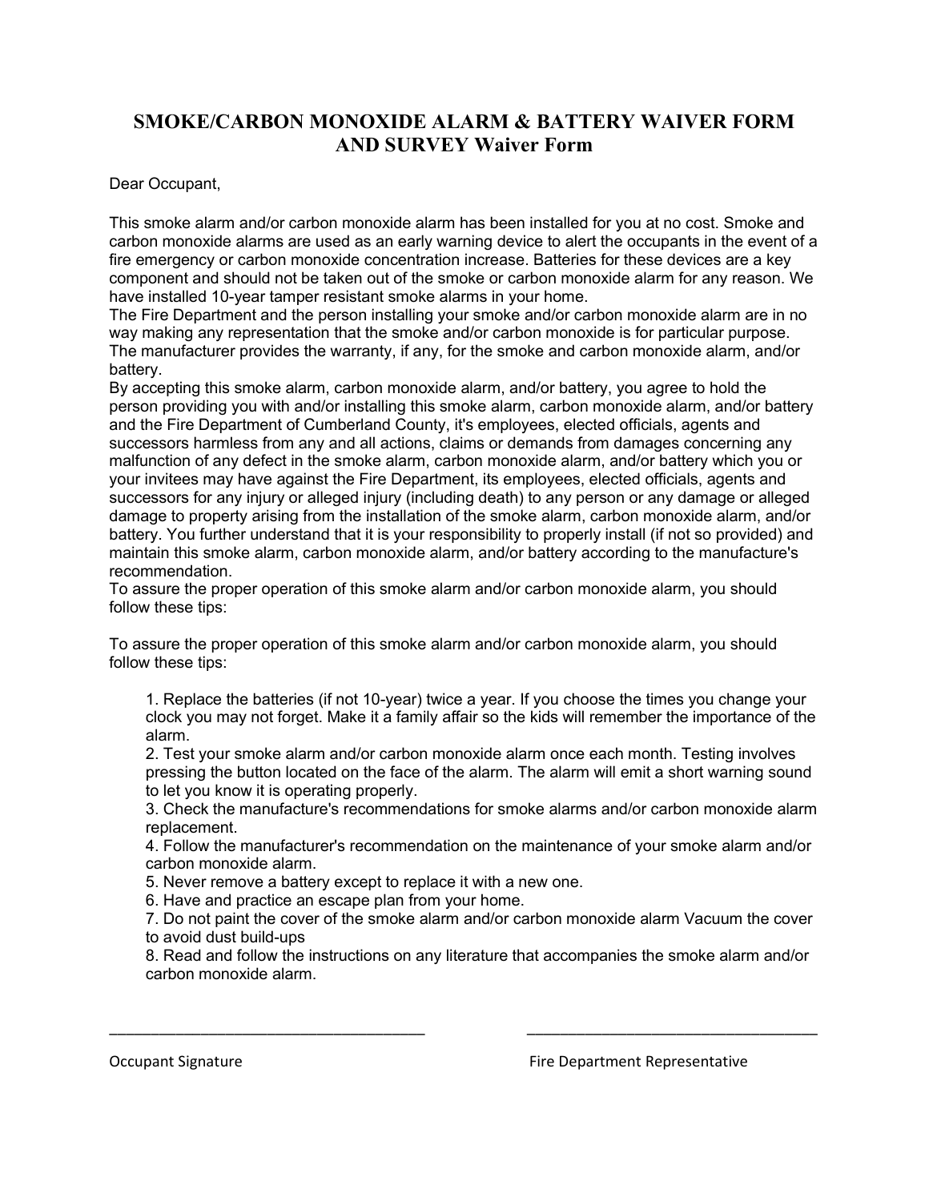# SMOKE/CARBON MONOXIDE ALARM & BATTERY WAIVER FORM AND SURVEY Waiver Form

Dear Occupant,

This smoke alarm and/or carbon monoxide alarm has been installed for you at no cost. Smoke and carbon monoxide alarms are used as an early warning device to alert the occupants in the event of a fire emergency or carbon monoxide concentration increase. Batteries for these devices are a key component and should not be taken out of the smoke or carbon monoxide alarm for any reason. We have installed 10-year tamper resistant smoke alarms in your home.

The Fire Department and the person installing your smoke and/or carbon monoxide alarm are in no way making any representation that the smoke and/or carbon monoxide is for particular purpose. The manufacturer provides the warranty, if any, for the smoke and carbon monoxide alarm, and/or battery.

By accepting this smoke alarm, carbon monoxide alarm, and/or battery, you agree to hold the person providing you with and/or installing this smoke alarm, carbon monoxide alarm, and/or battery and the Fire Department of Cumberland County, it's employees, elected officials, agents and successors harmless from any and all actions, claims or demands from damages concerning any malfunction of any defect in the smoke alarm, carbon monoxide alarm, and/or battery which you or your invitees may have against the Fire Department, its employees, elected officials, agents and successors for any injury or alleged injury (including death) to any person or any damage or alleged damage to property arising from the installation of the smoke alarm, carbon monoxide alarm, and/or battery. You further understand that it is your responsibility to properly install (if not so provided) and maintain this smoke alarm, carbon monoxide alarm, and/or battery according to the manufacture's recommendation.

To assure the proper operation of this smoke alarm and/or carbon monoxide alarm, you should follow these tips:

To assure the proper operation of this smoke alarm and/or carbon monoxide alarm, you should follow these tips:

1. Replace the batteries (if not 10-year) twice a year. If you choose the times you change your clock you may not forget. Make it a family affair so the kids will remember the importance of the alarm.
2. Test your smoke alarm and/or carbon monoxide alarm once each month. Testing involves pressing the button located on the face of the alarm. The alarm will emit a short warning sound to let you know it is operating properly.
3. Check the manufacture's recommendations for smoke alarms and/or carbon monoxide alarm replacement.
4. Follow the manufacturer's recommendation on the maintenance of your smoke alarm and/or carbon monoxide alarm.
5. Never remove a battery except to replace it with a new one.
6. Have and practice an escape plan from your home.
7. Do not paint the cover of the smoke alarm and/or carbon monoxide alarm Vacuum the cover to avoid dust build-ups
8. Read and follow the instructions on any literature that accompanies the smoke alarm and/or carbon monoxide alarm.

___________________________________ &nbsp;&nbsp;&nbsp;&nbsp; ___________________________________

Occupant Signature &nbsp;&nbsp;&nbsp;&nbsp; Fire Department Representative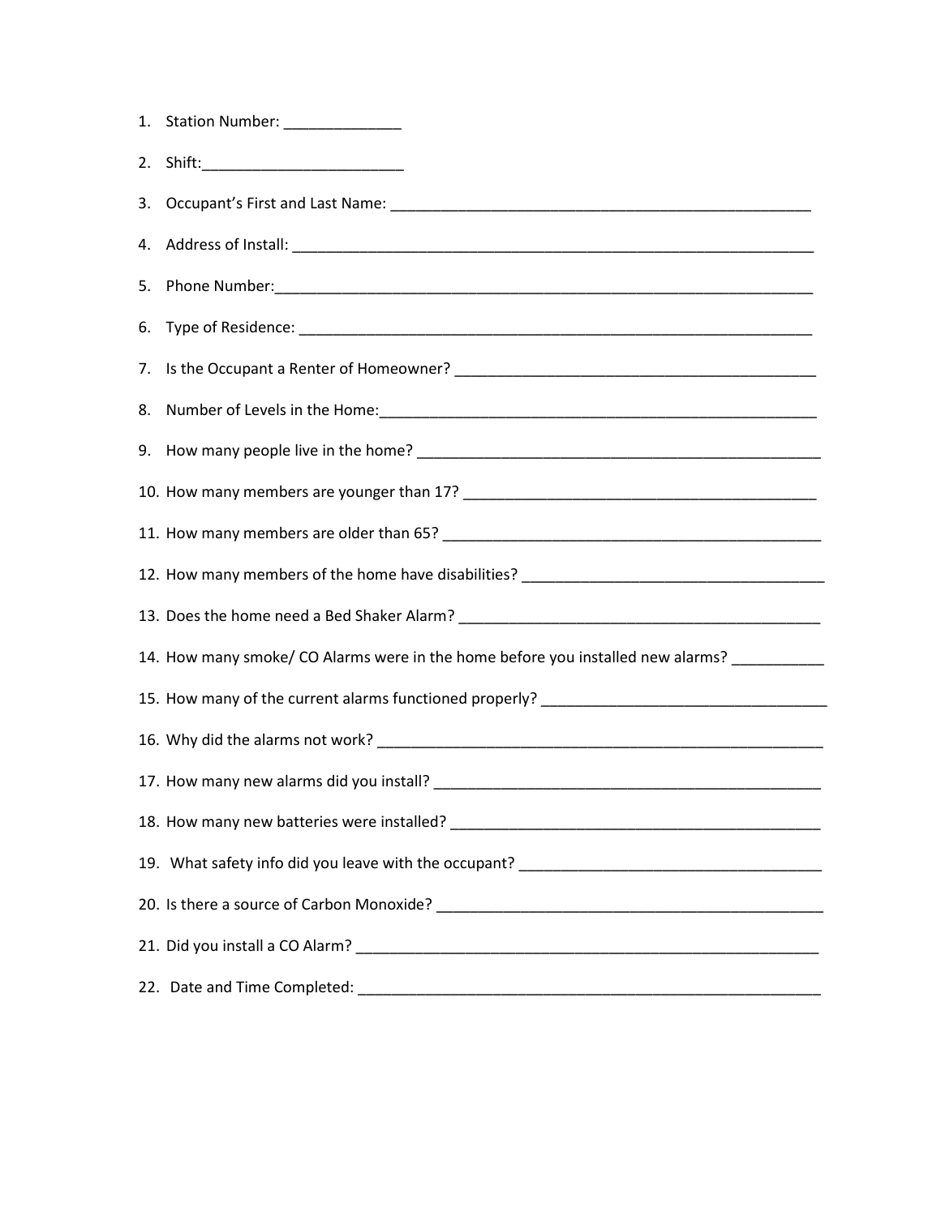1. Station Number: ______________
2. Shift:________________________
3. Occupant's First and Last Name: ___________________________________________________
4. Address of Install: _________________________________________________________________
5. Phone Number:_____________________________________________________________________
6. Type of Residence: _________________________________________________________________
7. Is the Occupant a Renter of Homeowner? ___________________________________________
8. Number of Levels in the Home:_______________________________________________________
9. How many people live in the home? _________________________________________________
10. How many members are younger than 17? ___________________________________________
11. How many members are older than 65? _______________________________________________
12. How many members of the home have disabilities? _____________________________________
13. Does the home need a Bed Shaker Alarm? ____________________________________________
14. How many smoke/ CO Alarms were in the home before you installed new alarms? ___________
15. How many of the current alarms functioned properly? ___________________________________
16. Why did the alarms not work? _______________________________________________________
17. How many new alarms did you install? ________________________________________________
18. How many new batteries were installed? ______________________________________________
19. What safety info did you leave with the occupant? ____________________________________
20. Is there a source of Carbon Monoxide? ________________________________________________
21. Did you install a CO Alarm? _________________________________________________________
22. Date and Time Completed: __________________________________________________________